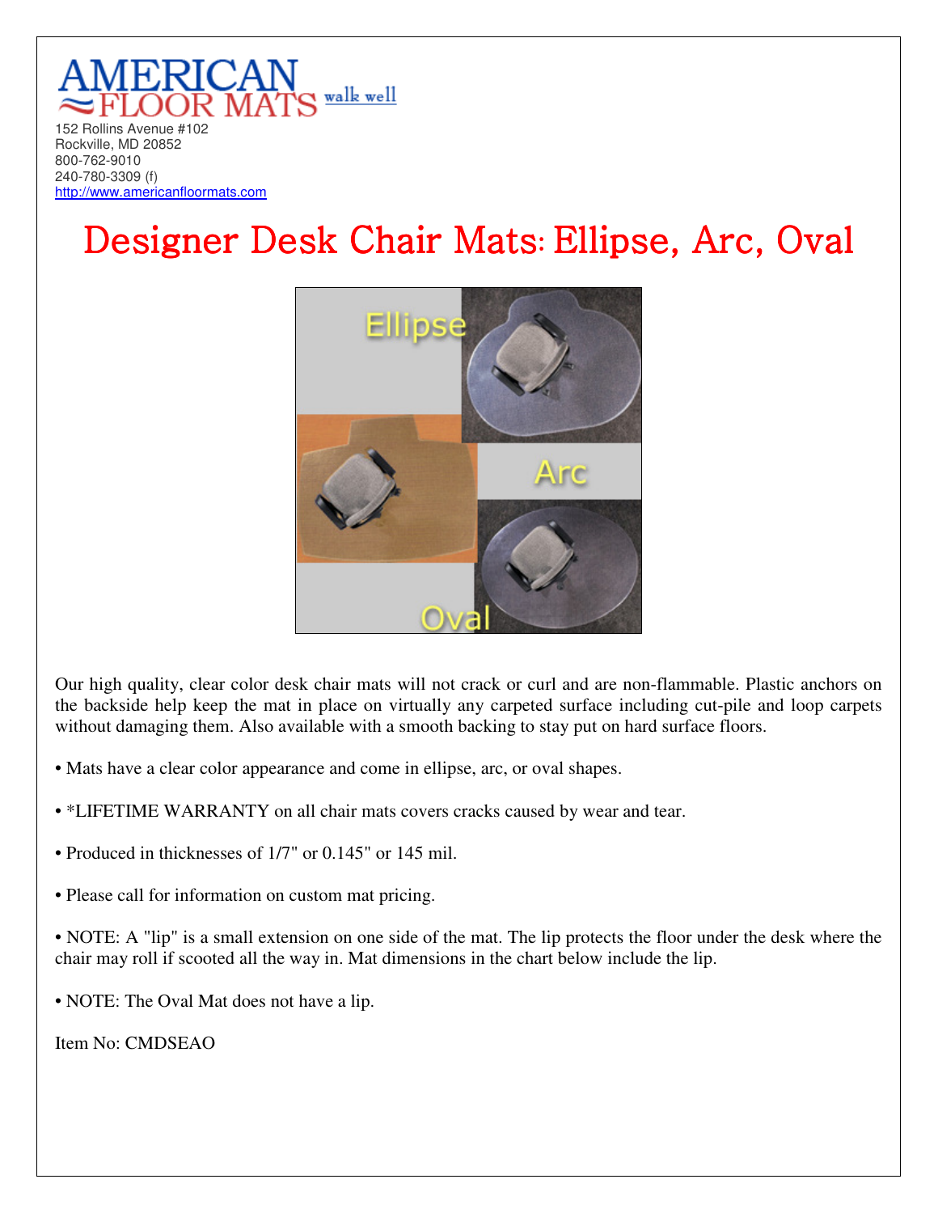AMERICAN FLOOR MATS walk well

152 Rollins Avenue #102
Rockville, MD 20852
800-762-9010
240-780-3309 (f)
http://www.americanfloormats.com

# Designer Desk Chair Mats: Ellipse, Arc, Oval

Our high quality, clear color desk chair mats will not crack or curl and are non-flammable. Plastic anchors on the backside help keep the mat in place on virtually any carpeted surface including cut-pile and loop carpets without damaging them. Also available with a smooth backing to stay put on hard surface floors.

- Mats have a clear color appearance and come in ellipse, arc, or oval shapes.
- *LIFETIME WARRANTY on all chair mats covers cracks caused by wear and tear.
- Produced in thicknesses of 1/7" or 0.145" or 145 mil.
- Please call for information on custom mat pricing.
- NOTE: A "lip" is a small extension on one side of the mat. The lip protects the floor under the desk where the chair may roll if scooted all the way in. Mat dimensions in the chart below include the lip.
- NOTE: The Oval Mat does not have a lip.

Item No: CMDSEAO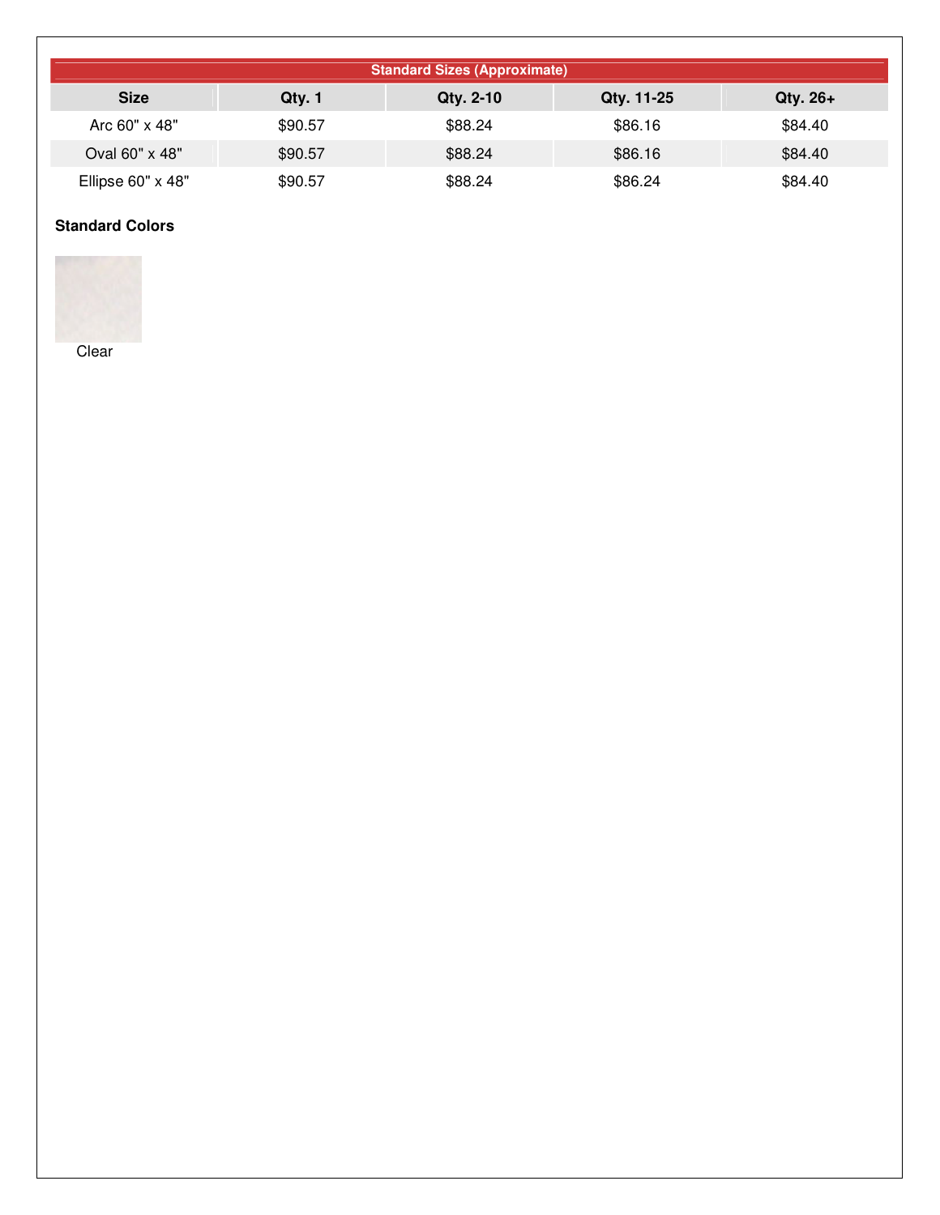| Standard Sizes (Approximate) | | | | |
|---|---|---|---|---|
| **Size** | **Qty. 1** | **Qty. 2-10** | **Qty. 11-25** | **Qty. 26+** |
| Arc 60" x 48" | $90.57 | $88.24 | $86.16 | $84.40 |
| Oval 60" x 48" | $90.57 | $88.24 | $86.16 | $84.40 |
| Ellipse 60" x 48" | $90.57 | $88.24 | $86.24 | $84.40 |

**Standard Colors**

Clear